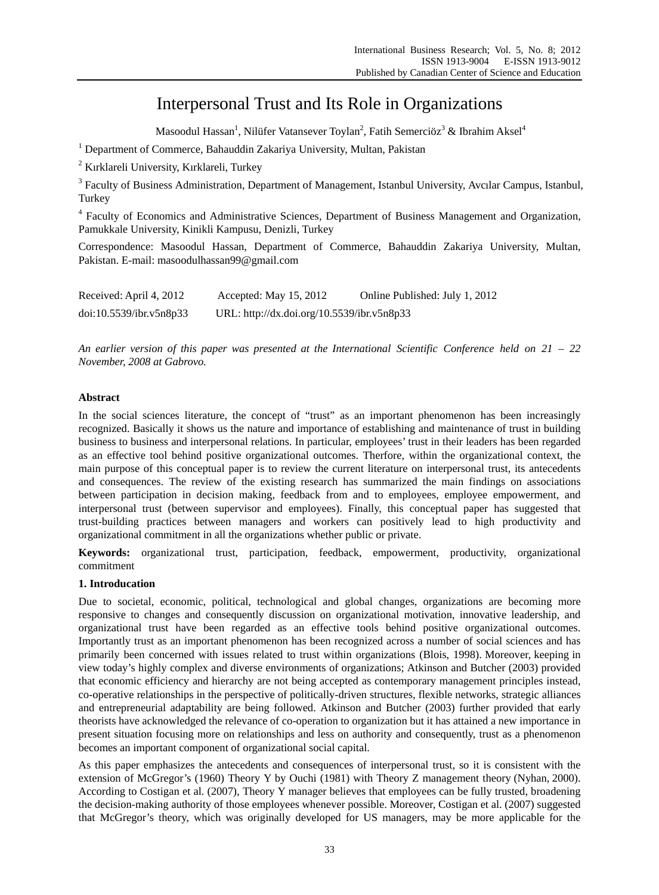# Interpersonal Trust and Its Role in Organizations

Masoodul Hassan[1], Nilüfer Vatansever Toylan[2], Fatih Semerciöz[3] & Ibrahim Aksel[4]

[1] Department of Commerce, Bahauddin Zakariya University, Multan, Pakistan

[2] Kırklareli University, Kırklareli, Turkey

[3] Faculty of Business Administration, Department of Management, Istanbul University, Avcılar Campus, Istanbul, Turkey

[4] Faculty of Economics and Administrative Sciences, Department of Business Management and Organization, Pamukkale University, Kinikli Kampusu, Denizli, Turkey

Correspondence: Masoodul Hassan, Department of Commerce, Bahauddin Zakariya University, Multan, Pakistan. E-mail: masoodulhassan99@gmail.com

Received: April 4, 2012 Accepted: May 15, 2012 Online Published: July 1, 2012

doi:10.5539/ibr.v5n8p33 URL: http://dx.doi.org/10.5539/ibr.v5n8p33

*An earlier version of this paper was presented at the International Scientific Conference held on 21 – 22 November, 2008 at Gabrovo.*

**Abstract**

In the social sciences literature, the concept of "trust" as an important phenomenon has been increasingly recognized. Basically it shows us the nature and importance of establishing and maintenance of trust in building business to business and interpersonal relations. In particular, employees' trust in their leaders has been regarded as an effective tool behind positive organizational outcomes. Therfore, within the organizational context, the main purpose of this conceptual paper is to review the current literature on interpersonal trust, its antecedents and consequences. The review of the existing research has summarized the main findings on associations between participation in decision making, feedback from and to employees, employee empowerment, and interpersonal trust (between supervisor and employees). Finally, this conceptual paper has suggested that trust-building practices between managers and workers can positively lead to high productivity and organizational commitment in all the organizations whether public or private.

**Keywords:** organizational trust, participation, feedback, empowerment, productivity, organizational commitment

## 1. Introducation

Due to societal, economic, political, technological and global changes, organizations are becoming more responsive to changes and consequently discussion on organizational motivation, innovative leadership, and organizational trust have been regarded as an effective tools behind positive organizational outcomes. Importantly trust as an important phenomenon has been recognized across a number of social sciences and has primarily been concerned with issues related to trust within organizations (Blois, 1998). Moreover, keeping in view today's highly complex and diverse environments of organizations; Atkinson and Butcher (2003) provided that economic efficiency and hierarchy are not being accepted as contemporary management principles instead, co-operative relationships in the perspective of politically-driven structures, flexible networks, strategic alliances and entrepreneurial adaptability are being followed. Atkinson and Butcher (2003) further provided that early theorists have acknowledged the relevance of co-operation to organization but it has attained a new importance in present situation focusing more on relationships and less on authority and consequently, trust as a phenomenon becomes an important component of organizational social capital.

As this paper emphasizes the antecedents and consequences of interpersonal trust, so it is consistent with the extension of McGregor's (1960) Theory Y by Ouchi (1981) with Theory Z management theory (Nyhan, 2000). According to Costigan et al. (2007), Theory Y manager believes that employees can be fully trusted, broadening the decision-making authority of those employees whenever possible. Moreover, Costigan et al. (2007) suggested that McGregor's theory, which was originally developed for US managers, may be more applicable for the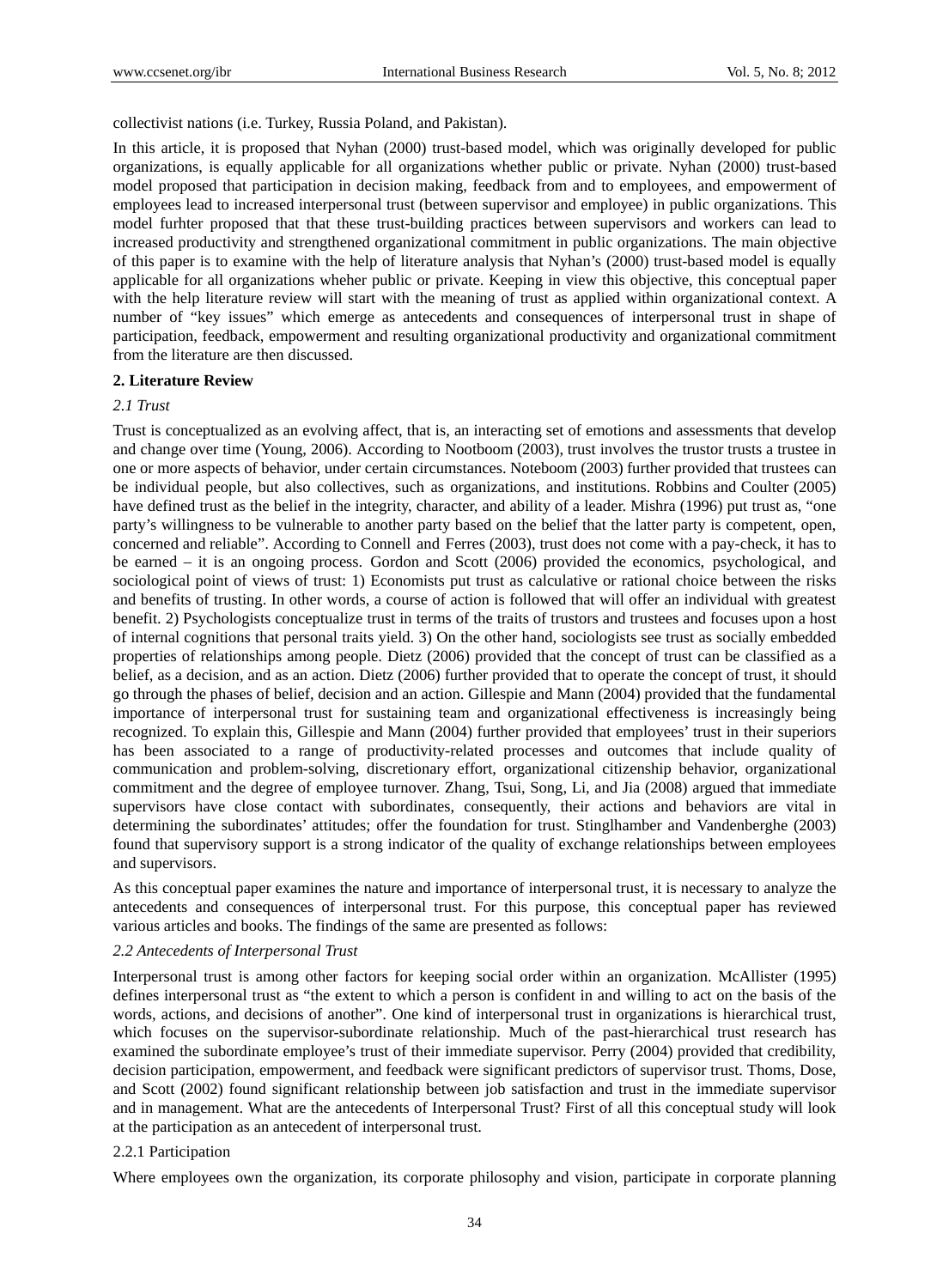collectivist nations (i.e. Turkey, Russia Poland, and Pakistan).

In this article, it is proposed that Nyhan (2000) trust-based model, which was originally developed for public organizations, is equally applicable for all organizations whether public or private. Nyhan (2000) trust-based model proposed that participation in decision making, feedback from and to employees, and empowerment of employees lead to increased interpersonal trust (between supervisor and employee) in public organizations. This model furhter proposed that that these trust-building practices between supervisors and workers can lead to increased productivity and strengthened organizational commitment in public organizations. The main objective of this paper is to examine with the help of literature analysis that Nyhan's (2000) trust-based model is equally applicable for all organizations wheher public or private. Keeping in view this objective, this conceptual paper with the help literature review will start with the meaning of trust as applied within organizational context. A number of "key issues" which emerge as antecedents and consequences of interpersonal trust in shape of participation, feedback, empowerment and resulting organizational productivity and organizational commitment from the literature are then discussed.

## 2. Literature Review

### *2.1 Trust*

Trust is conceptualized as an evolving affect, that is, an interacting set of emotions and assessments that develop and change over time (Young, 2006). According to Nootboom (2003), trust involves the trustor trusts a trustee in one or more aspects of behavior, under certain circumstances. Noteboom (2003) further provided that trustees can be individual people, but also collectives, such as organizations, and institutions. Robbins and Coulter (2005) have defined trust as the belief in the integrity, character, and ability of a leader. Mishra (1996) put trust as, "one party's willingness to be vulnerable to another party based on the belief that the latter party is competent, open, concerned and reliable". According to Connell and Ferres (2003), trust does not come with a pay-check, it has to be earned – it is an ongoing process. Gordon and Scott (2006) provided the economics, psychological, and sociological point of views of trust: 1) Economists put trust as calculative or rational choice between the risks and benefits of trusting. In other words, a course of action is followed that will offer an individual with greatest benefit. 2) Psychologists conceptualize trust in terms of the traits of trustors and trustees and focuses upon a host of internal cognitions that personal traits yield. 3) On the other hand, sociologists see trust as socially embedded properties of relationships among people. Dietz (2006) provided that the concept of trust can be classified as a belief, as a decision, and as an action. Dietz (2006) further provided that to operate the concept of trust, it should go through the phases of belief, decision and an action. Gillespie and Mann (2004) provided that the fundamental importance of interpersonal trust for sustaining team and organizational effectiveness is increasingly being recognized. To explain this, Gillespie and Mann (2004) further provided that employees' trust in their superiors has been associated to a range of productivity-related processes and outcomes that include quality of communication and problem-solving, discretionary effort, organizational citizenship behavior, organizational commitment and the degree of employee turnover. Zhang, Tsui, Song, Li, and Jia (2008) argued that immediate supervisors have close contact with subordinates, consequently, their actions and behaviors are vital in determining the subordinates' attitudes; offer the foundation for trust. Stinglhamber and Vandenberghe (2003) found that supervisory support is a strong indicator of the quality of exchange relationships between employees and supervisors.

As this conceptual paper examines the nature and importance of interpersonal trust, it is necessary to analyze the antecedents and consequences of interpersonal trust. For this purpose, this conceptual paper has reviewed various articles and books. The findings of the same are presented as follows:

### *2.2 Antecedents of Interpersonal Trust*

Interpersonal trust is among other factors for keeping social order within an organization. McAllister (1995) defines interpersonal trust as "the extent to which a person is confident in and willing to act on the basis of the words, actions, and decisions of another". One kind of interpersonal trust in organizations is hierarchical trust, which focuses on the supervisor-subordinate relationship. Much of the past-hierarchical trust research has examined the subordinate employee's trust of their immediate supervisor. Perry (2004) provided that credibility, decision participation, empowerment, and feedback were significant predictors of supervisor trust. Thoms, Dose, and Scott (2002) found significant relationship between job satisfaction and trust in the immediate supervisor and in management. What are the antecedents of Interpersonal Trust? First of all this conceptual study will look at the participation as an antecedent of interpersonal trust.

#### 2.2.1 Participation

Where employees own the organization, its corporate philosophy and vision, participate in corporate planning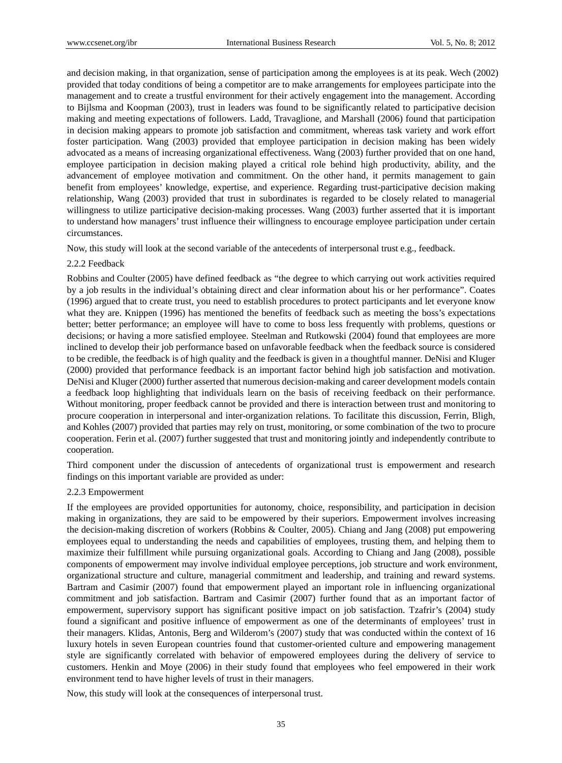and decision making, in that organization, sense of participation among the employees is at its peak. Wech (2002) provided that today conditions of being a competitor are to make arrangements for employees participate into the management and to create a trustful environment for their actively engagement into the management. According to Bijlsma and Koopman (2003), trust in leaders was found to be significantly related to participative decision making and meeting expectations of followers. Ladd, Travaglione, and Marshall (2006) found that participation in decision making appears to promote job satisfaction and commitment, whereas task variety and work effort foster participation. Wang (2003) provided that employee participation in decision making has been widely advocated as a means of increasing organizational effectiveness. Wang (2003) further provided that on one hand, employee participation in decision making played a critical role behind high productivity, ability, and the advancement of employee motivation and commitment. On the other hand, it permits management to gain benefit from employees' knowledge, expertise, and experience. Regarding trust-participative decision making relationship, Wang (2003) provided that trust in subordinates is regarded to be closely related to managerial willingness to utilize participative decision-making processes. Wang (2003) further asserted that it is important to understand how managers' trust influence their willingness to encourage employee participation under certain circumstances.

Now, this study will look at the second variable of the antecedents of interpersonal trust e.g., feedback.

### 2.2.2 Feedback

Robbins and Coulter (2005) have defined feedback as "the degree to which carrying out work activities required by a job results in the individual's obtaining direct and clear information about his or her performance". Coates (1996) argued that to create trust, you need to establish procedures to protect participants and let everyone know what they are. Knippen (1996) has mentioned the benefits of feedback such as meeting the boss's expectations better; better performance; an employee will have to come to boss less frequently with problems, questions or decisions; or having a more satisfied employee. Steelman and Rutkowski (2004) found that employees are more inclined to develop their job performance based on unfavorable feedback when the feedback source is considered to be credible, the feedback is of high quality and the feedback is given in a thoughtful manner. DeNisi and Kluger (2000) provided that performance feedback is an important factor behind high job satisfaction and motivation. DeNisi and Kluger (2000) further asserted that numerous decision-making and career development models contain a feedback loop highlighting that individuals learn on the basis of receiving feedback on their performance. Without monitoring, proper feedback cannot be provided and there is interaction between trust and monitoring to procure cooperation in interpersonal and inter-organization relations. To facilitate this discussion, Ferrin, Bligh, and Kohles (2007) provided that parties may rely on trust, monitoring, or some combination of the two to procure cooperation. Ferin et al. (2007) further suggested that trust and monitoring jointly and independently contribute to cooperation.

Third component under the discussion of antecedents of organizational trust is empowerment and research findings on this important variable are provided as under:

### 2.2.3 Empowerment

If the employees are provided opportunities for autonomy, choice, responsibility, and participation in decision making in organizations, they are said to be empowered by their superiors. Empowerment involves increasing the decision-making discretion of workers (Robbins & Coulter, 2005). Chiang and Jang (2008) put empowering employees equal to understanding the needs and capabilities of employees, trusting them, and helping them to maximize their fulfillment while pursuing organizational goals. According to Chiang and Jang (2008), possible components of empowerment may involve individual employee perceptions, job structure and work environment, organizational structure and culture, managerial commitment and leadership, and training and reward systems. Bartram and Casimir (2007) found that empowerment played an important role in influencing organizational commitment and job satisfaction. Bartram and Casimir (2007) further found that as an important factor of empowerment, supervisory support has significant positive impact on job satisfaction. Tzafrir's (2004) study found a significant and positive influence of empowerment as one of the determinants of employees' trust in their managers. Klidas, Antonis, Berg and Wilderom's (2007) study that was conducted within the context of 16 luxury hotels in seven European countries found that customer-oriented culture and empowering management style are significantly correlated with behavior of empowered employees during the delivery of service to customers. Henkin and Moye (2006) in their study found that employees who feel empowered in their work environment tend to have higher levels of trust in their managers.

Now, this study will look at the consequences of interpersonal trust.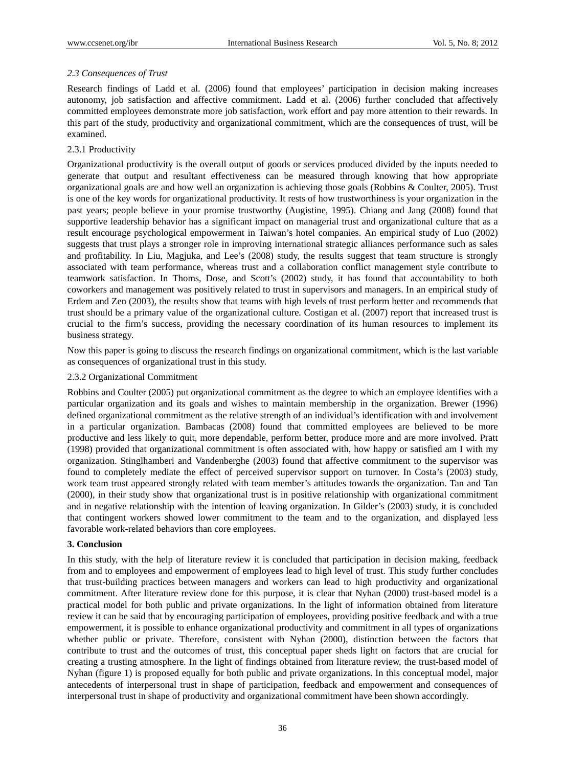### *2.3 Consequences of Trust*

Research findings of Ladd et al. (2006) found that employees' participation in decision making increases autonomy, job satisfaction and affective commitment. Ladd et al. (2006) further concluded that affectively committed employees demonstrate more job satisfaction, work effort and pay more attention to their rewards. In this part of the study, productivity and organizational commitment, which are the consequences of trust, will be examined.

#### 2.3.1 Productivity

Organizational productivity is the overall output of goods or services produced divided by the inputs needed to generate that output and resultant effectiveness can be measured through knowing that how appropriate organizational goals are and how well an organization is achieving those goals (Robbins & Coulter, 2005). Trust is one of the key words for organizational productivity. It rests of how trustworthiness is your organization in the past years; people believe in your promise trustworthy (Augistine, 1995). Chiang and Jang (2008) found that supportive leadership behavior has a significant impact on managerial trust and organizational culture that as a result encourage psychological empowerment in Taiwan's hotel companies. An empirical study of Luo (2002) suggests that trust plays a stronger role in improving international strategic alliances performance such as sales and profitability. In Liu, Magjuka, and Lee's (2008) study, the results suggest that team structure is strongly associated with team performance, whereas trust and a collaboration conflict management style contribute to teamwork satisfaction. In Thoms, Dose, and Scott's (2002) study, it has found that accountability to both coworkers and management was positively related to trust in supervisors and managers. In an empirical study of Erdem and Zen (2003), the results show that teams with high levels of trust perform better and recommends that trust should be a primary value of the organizational culture. Costigan et al. (2007) report that increased trust is crucial to the firm's success, providing the necessary coordination of its human resources to implement its business strategy.

Now this paper is going to discuss the research findings on organizational commitment, which is the last variable as consequences of organizational trust in this study.

#### 2.3.2 Organizational Commitment

Robbins and Coulter (2005) put organizational commitment as the degree to which an employee identifies with a particular organization and its goals and wishes to maintain membership in the organization. Brewer (1996) defined organizational commitment as the relative strength of an individual's identification with and involvement in a particular organization. Bambacas (2008) found that committed employees are believed to be more productive and less likely to quit, more dependable, perform better, produce more and are more involved. Pratt (1998) provided that organizational commitment is often associated with, how happy or satisfied am I with my organization. Stinglhamberi and Vandenberghe (2003) found that affective commitment to the supervisor was found to completely mediate the effect of perceived supervisor support on turnover. In Costa's (2003) study, work team trust appeared strongly related with team member's attitudes towards the organization. Tan and Tan (2000), in their study show that organizational trust is in positive relationship with organizational commitment and in negative relationship with the intention of leaving organization. In Gilder's (2003) study, it is concluded that contingent workers showed lower commitment to the team and to the organization, and displayed less favorable work-related behaviors than core employees.

## 3. Conclusion

In this study, with the help of literature review it is concluded that participation in decision making, feedback from and to employees and empowerment of employees lead to high level of trust. This study further concludes that trust-building practices between managers and workers can lead to high productivity and organizational commitment. After literature review done for this purpose, it is clear that Nyhan (2000) trust-based model is a practical model for both public and private organizations. In the light of information obtained from literature review it can be said that by encouraging participation of employees, providing positive feedback and with a true empowerment, it is possible to enhance organizational productivity and commitment in all types of organizations whether public or private. Therefore, consistent with Nyhan (2000), distinction between the factors that contribute to trust and the outcomes of trust, this conceptual paper sheds light on factors that are crucial for creating a trusting atmosphere. In the light of findings obtained from literature review, the trust-based model of Nyhan (figure 1) is proposed equally for both public and private organizations. In this conceptual model, major antecedents of interpersonal trust in shape of participation, feedback and empowerment and consequences of interpersonal trust in shape of productivity and organizational commitment have been shown accordingly.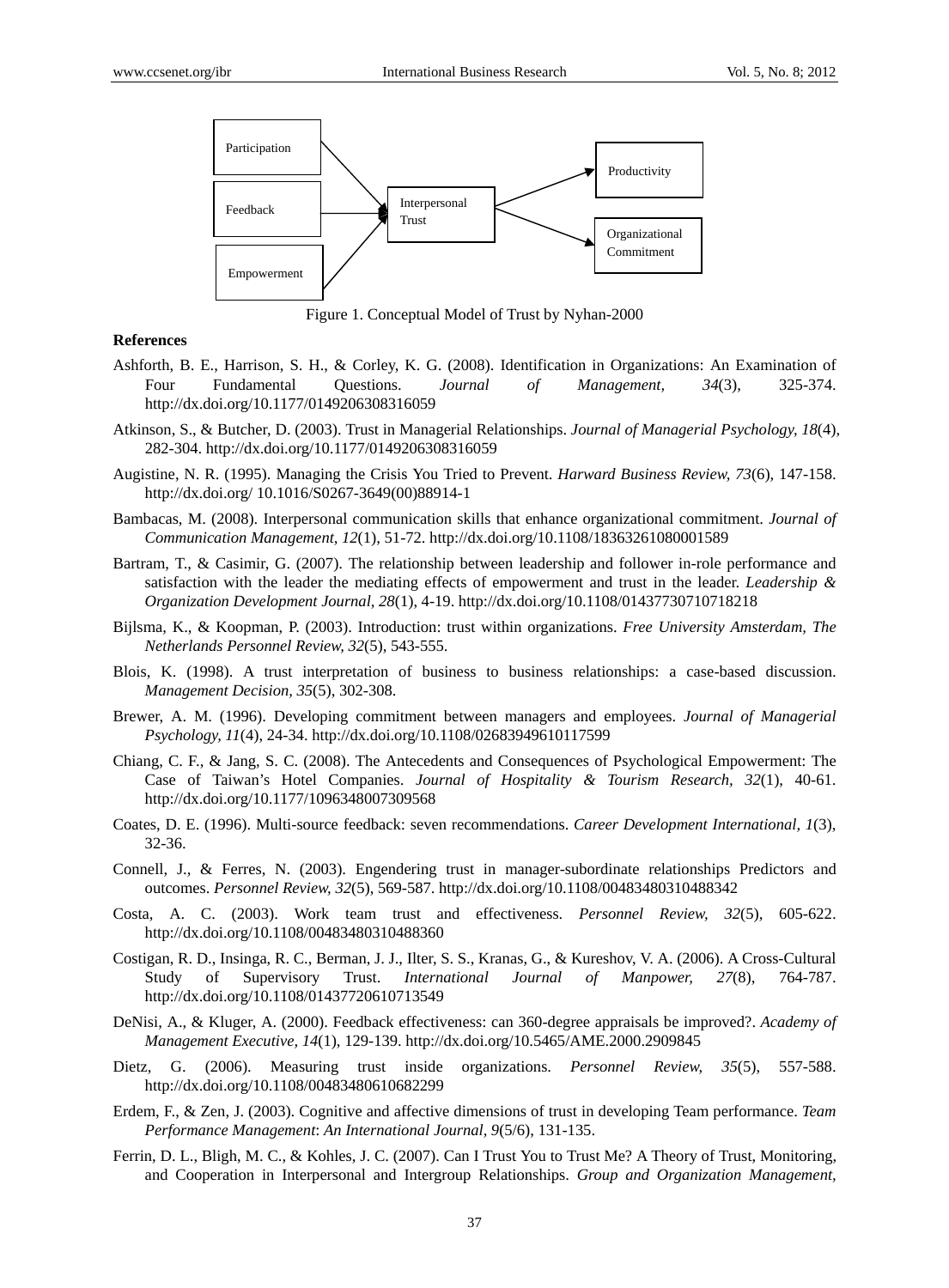Participation

Feedback

Empowerment

Interpersonal Trust

Productivity

Organizational Commitment

Figure 1. Conceptual Model of Trust by Nyhan-2000

**References**

Ashforth, B. E., Harrison, S. H., & Corley, K. G. (2008). Identification in Organizations: An Examination of Four Fundamental Questions. *Journal of Management, 34*(3), 325-374. http://dx.doi.org/10.1177/0149206308316059

Atkinson, S., & Butcher, D. (2003). Trust in Managerial Relationships. *Journal of Managerial Psychology, 18*(4), 282-304. http://dx.doi.org/10.1177/0149206308316059

Augistine, N. R. (1995). Managing the Crisis You Tried to Prevent. *Harward Business Review, 73*(6), 147-158. http://dx.doi.org/ 10.1016/S0267-3649(00)88914-1

Bambacas, M. (2008). Interpersonal communication skills that enhance organizational commitment. *Journal of Communication Management, 12*(1), 51-72. http://dx.doi.org/10.1108/18363261080001589

Bartram, T., & Casimir, G. (2007). The relationship between leadership and follower in-role performance and satisfaction with the leader the mediating effects of empowerment and trust in the leader. *Leadership & Organization Development Journal, 28*(1), 4-19. http://dx.doi.org/10.1108/01437730710718218

Bijlsma, K., & Koopman, P. (2003). Introduction: trust within organizations. *Free University Amsterdam, The Netherlands Personnel Review, 32*(5), 543-555.

Blois, K. (1998). A trust interpretation of business to business relationships: a case-based discussion. *Management Decision, 35*(5), 302-308.

Brewer, A. M. (1996). Developing commitment between managers and employees. *Journal of Managerial Psychology, 11*(4), 24-34. http://dx.doi.org/10.1108/02683949610117599

Chiang, C. F., & Jang, S. C. (2008). The Antecedents and Consequences of Psychological Empowerment: The Case of Taiwan's Hotel Companies. *Journal of Hospitality & Tourism Research, 32*(1), 40-61. http://dx.doi.org/10.1177/1096348007309568

Coates, D. E. (1996). Multi-source feedback: seven recommendations. *Career Development International, 1*(3), 32-36.

Connell, J., & Ferres, N. (2003). Engendering trust in manager-subordinate relationships Predictors and outcomes. *Personnel Review, 32*(5), 569-587. http://dx.doi.org/10.1108/00483480310488342

Costa, A. C. (2003). Work team trust and effectiveness. *Personnel Review, 32*(5), 605-622. http://dx.doi.org/10.1108/00483480310488360

Costigan, R. D., Insinga, R. C., Berman, J. J., Ilter, S. S., Kranas, G., & Kureshov, V. A. (2006). A Cross-Cultural Study of Supervisory Trust. *International Journal of Manpower, 27*(8), 764-787. http://dx.doi.org/10.1108/01437720610713549

DeNisi, A., & Kluger, A. (2000). Feedback effectiveness: can 360-degree appraisals be improved?. *Academy of Management Executive, 14*(1), 129-139. http://dx.doi.org/10.5465/AME.2000.2909845

Dietz, G. (2006). Measuring trust inside organizations. *Personnel Review, 35*(5), 557-588. http://dx.doi.org/10.1108/00483480610682299

Erdem, F., & Zen, J. (2003). Cognitive and affective dimensions of trust in developing Team performance. *Team Performance Management*: *An International Journal, 9*(5/6), 131-135.

Ferrin, D. L., Bligh, M. C., & Kohles, J. C. (2007). Can I Trust You to Trust Me? A Theory of Trust, Monitoring, and Cooperation in Interpersonal and Intergroup Relationships. *Group and Organization Management,*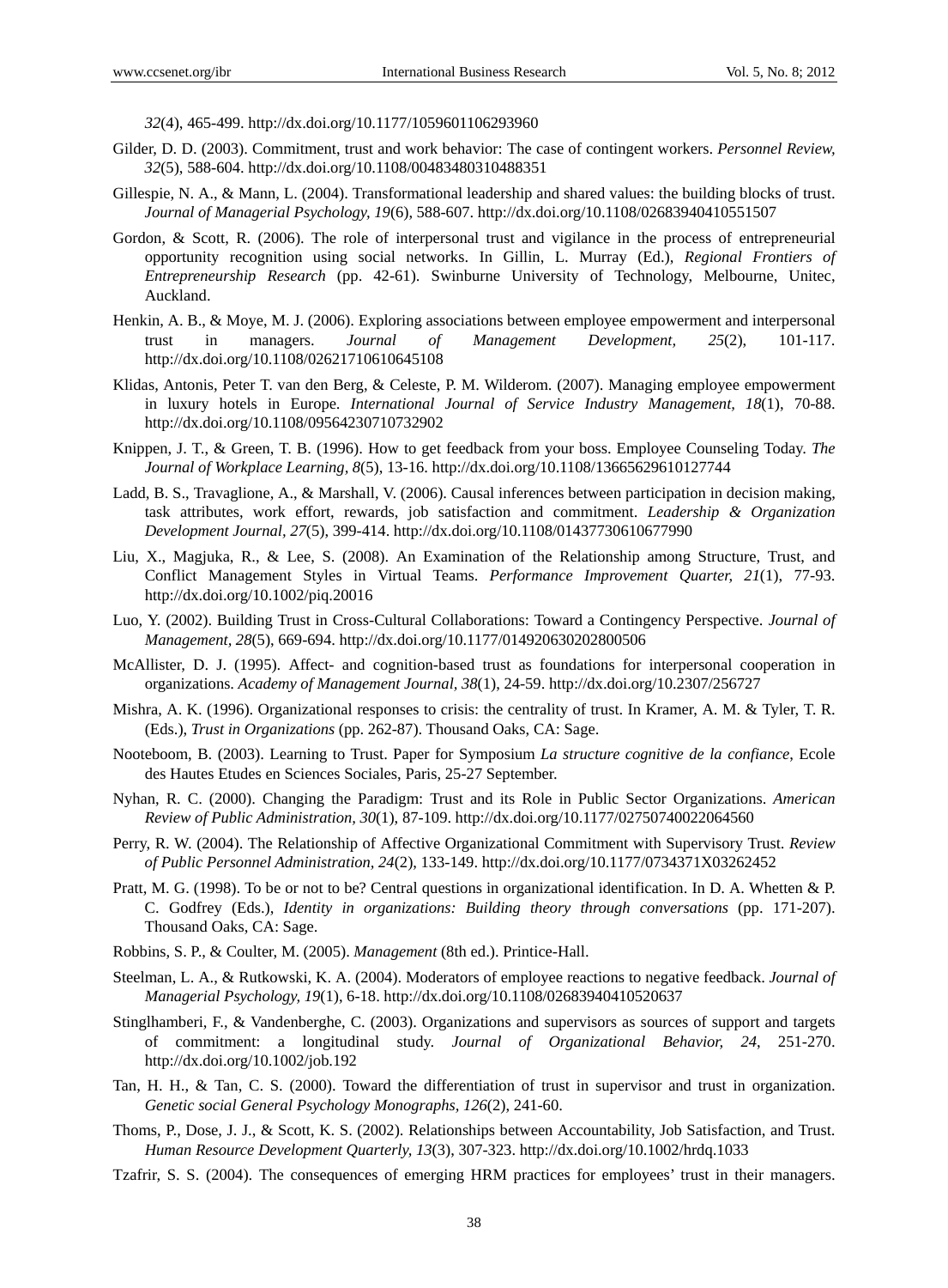*32*(4), 465-499. http://dx.doi.org/10.1177/1059601106293960

Gilder, D. D. (2003). Commitment, trust and work behavior: The case of contingent workers. *Personnel Review, 32*(5), 588-604. http://dx.doi.org/10.1108/00483480310488351

Gillespie, N. A., & Mann, L. (2004). Transformational leadership and shared values: the building blocks of trust. *Journal of Managerial Psychology, 19*(6), 588-607. http://dx.doi.org/10.1108/02683940410551507

Gordon, & Scott, R. (2006). The role of interpersonal trust and vigilance in the process of entrepreneurial opportunity recognition using social networks. In Gillin, L. Murray (Ed.), *Regional Frontiers of Entrepreneurship Research* (pp. 42-61). Swinburne University of Technology, Melbourne, Unitec, Auckland.

Henkin, A. B., & Moye, M. J. (2006). Exploring associations between employee empowerment and interpersonal trust in managers. *Journal of Management Development, 25*(2), 101-117. http://dx.doi.org/10.1108/02621710610645108

Klidas, Antonis, Peter T. van den Berg, & Celeste, P. M. Wilderom. (2007). Managing employee empowerment in luxury hotels in Europe. *International Journal of Service Industry Management, 18*(1), 70-88. http://dx.doi.org/10.1108/09564230710732902

Knippen, J. T., & Green, T. B. (1996). How to get feedback from your boss. Employee Counseling Today. *The Journal of Workplace Learning, 8*(5), 13-16. http://dx.doi.org/10.1108/13665629610127744

Ladd, B. S., Travaglione, A., & Marshall, V. (2006). Causal inferences between participation in decision making, task attributes, work effort, rewards, job satisfaction and commitment. *Leadership & Organization Development Journal, 27*(5), 399-414. http://dx.doi.org/10.1108/01437730610677990

Liu, X., Magjuka, R., & Lee, S. (2008). An Examination of the Relationship among Structure, Trust, and Conflict Management Styles in Virtual Teams. *Performance Improvement Quarter, 21*(1), 77-93. http://dx.doi.org/10.1002/piq.20016

Luo, Y. (2002). Building Trust in Cross-Cultural Collaborations: Toward a Contingency Perspective. *Journal of Management, 28*(5), 669-694. http://dx.doi.org/10.1177/014920630202800506

McAllister, D. J. (1995). Affect- and cognition-based trust as foundations for interpersonal cooperation in organizations. *Academy of Management Journal, 38*(1), 24-59. http://dx.doi.org/10.2307/256727

Mishra, A. K. (1996). Organizational responses to crisis: the centrality of trust. In Kramer, A. M. & Tyler, T. R. (Eds.), *Trust in Organizations* (pp. 262-87). Thousand Oaks, CA: Sage.

Nooteboom, B. (2003). Learning to Trust. Paper for Symposium *La structure cognitive de la confiance*, Ecole des Hautes Etudes en Sciences Sociales, Paris, 25-27 September.

Nyhan, R. C. (2000). Changing the Paradigm: Trust and its Role in Public Sector Organizations. *American Review of Public Administration, 30*(1), 87-109. http://dx.doi.org/10.1177/02750740022064560

Perry, R. W. (2004). The Relationship of Affective Organizational Commitment with Supervisory Trust. *Review of Public Personnel Administration, 24*(2), 133-149. http://dx.doi.org/10.1177/0734371X03262452

Pratt, M. G. (1998). To be or not to be? Central questions in organizational identification. In D. A. Whetten & P. C. Godfrey (Eds.), *Identity in organizations: Building theory through conversations* (pp. 171-207). Thousand Oaks, CA: Sage.

Robbins, S. P., & Coulter, M. (2005). *Management* (8th ed.). Printice-Hall.

Steelman, L. A., & Rutkowski, K. A. (2004). Moderators of employee reactions to negative feedback. *Journal of Managerial Psychology, 19*(1), 6-18. http://dx.doi.org/10.1108/02683940410520637

Stinglhamberi, F., & Vandenberghe, C. (2003). Organizations and supervisors as sources of support and targets of commitment: a longitudinal study. *Journal of Organizational Behavior, 24*, 251-270. http://dx.doi.org/10.1002/job.192

Tan, H. H., & Tan, C. S. (2000). Toward the differentiation of trust in supervisor and trust in organization. *Genetic social General Psychology Monographs, 126*(2), 241-60.

Thoms, P., Dose, J. J., & Scott, K. S. (2002). Relationships between Accountability, Job Satisfaction, and Trust. *Human Resource Development Quarterly, 13*(3), 307-323. http://dx.doi.org/10.1002/hrdq.1033

Tzafrir, S. S. (2004). The consequences of emerging HRM practices for employees' trust in their managers.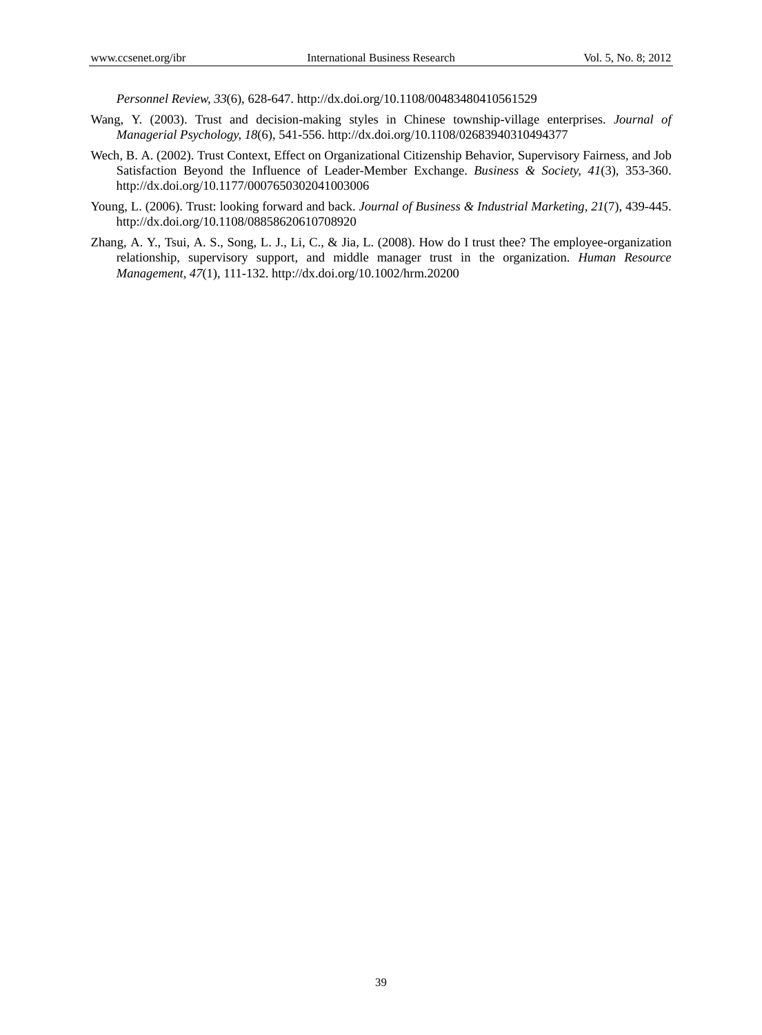*Personnel Review, 33*(6), 628-647. http://dx.doi.org/10.1108/00483480410561529

Wang, Y. (2003). Trust and decision-making styles in Chinese township-village enterprises. *Journal of Managerial Psychology, 18*(6), 541-556. http://dx.doi.org/10.1108/02683940310494377

Wech, B. A. (2002). Trust Context, Effect on Organizational Citizenship Behavior, Supervisory Fairness, and Job Satisfaction Beyond the Influence of Leader-Member Exchange. *Business & Society, 41*(3), 353-360. http://dx.doi.org/10.1177/0007650302041003006

Young, L. (2006). Trust: looking forward and back. *Journal of Business & Industrial Marketing, 21*(7), 439-445. http://dx.doi.org/10.1108/08858620610708920

Zhang, A. Y., Tsui, A. S., Song, L. J., Li, C., & Jia, L. (2008). How do I trust thee? The employee-organization relationship, supervisory support, and middle manager trust in the organization. *Human Resource Management, 47*(1), 111-132. http://dx.doi.org/10.1002/hrm.20200